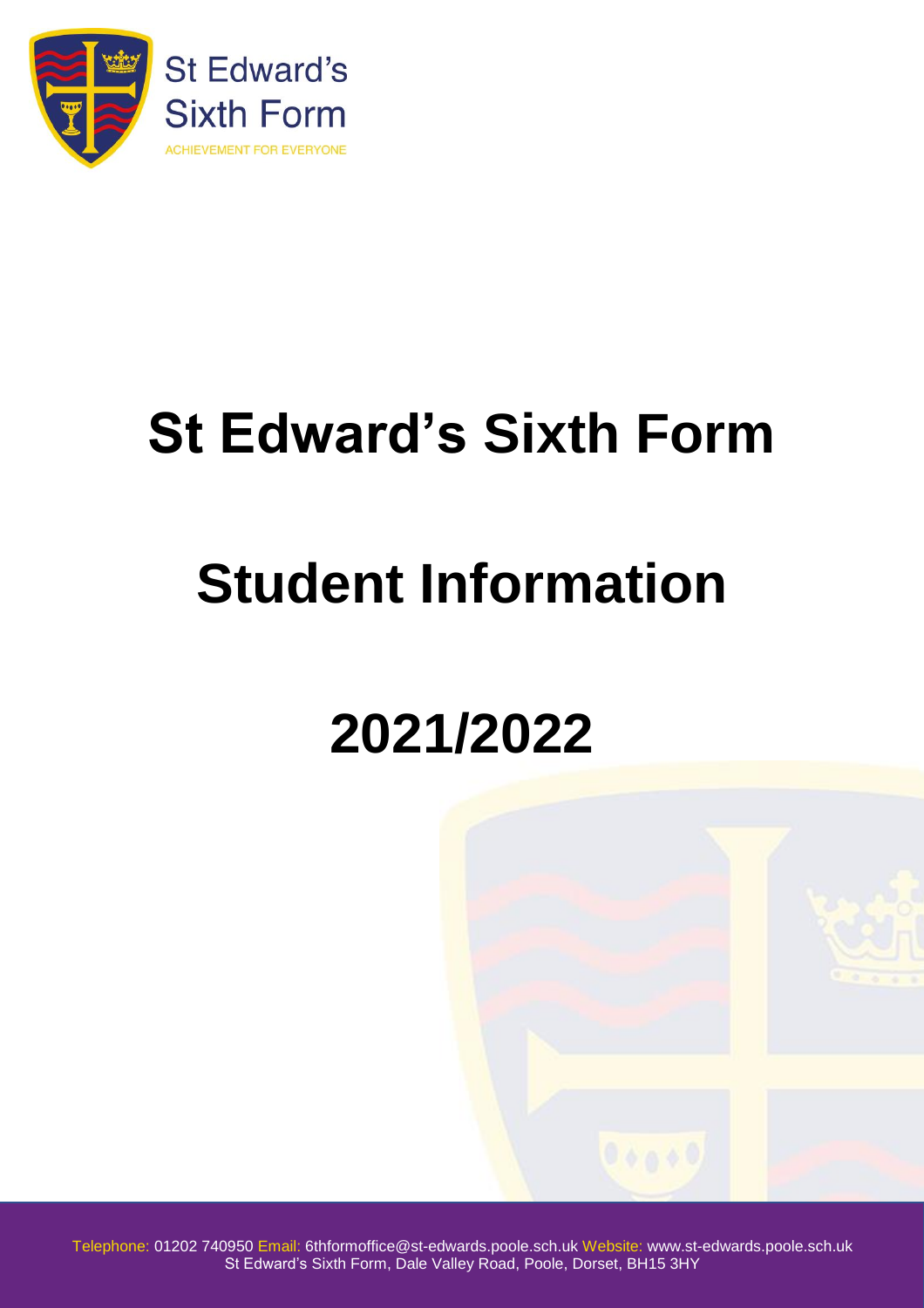St Edward's
Sixth Form
ACHIEVEMENT FOR EVERYONE

# St Edward's Sixth Form

# Student Information

# 2021/2022

Telephone: 01202 740950 Email: 6thformoffice@st-edwards.poole.sch.uk Website: www.st-edwards.poole.sch.uk
St Edward's Sixth Form, Dale Valley Road, Poole, Dorset, BH15 3HY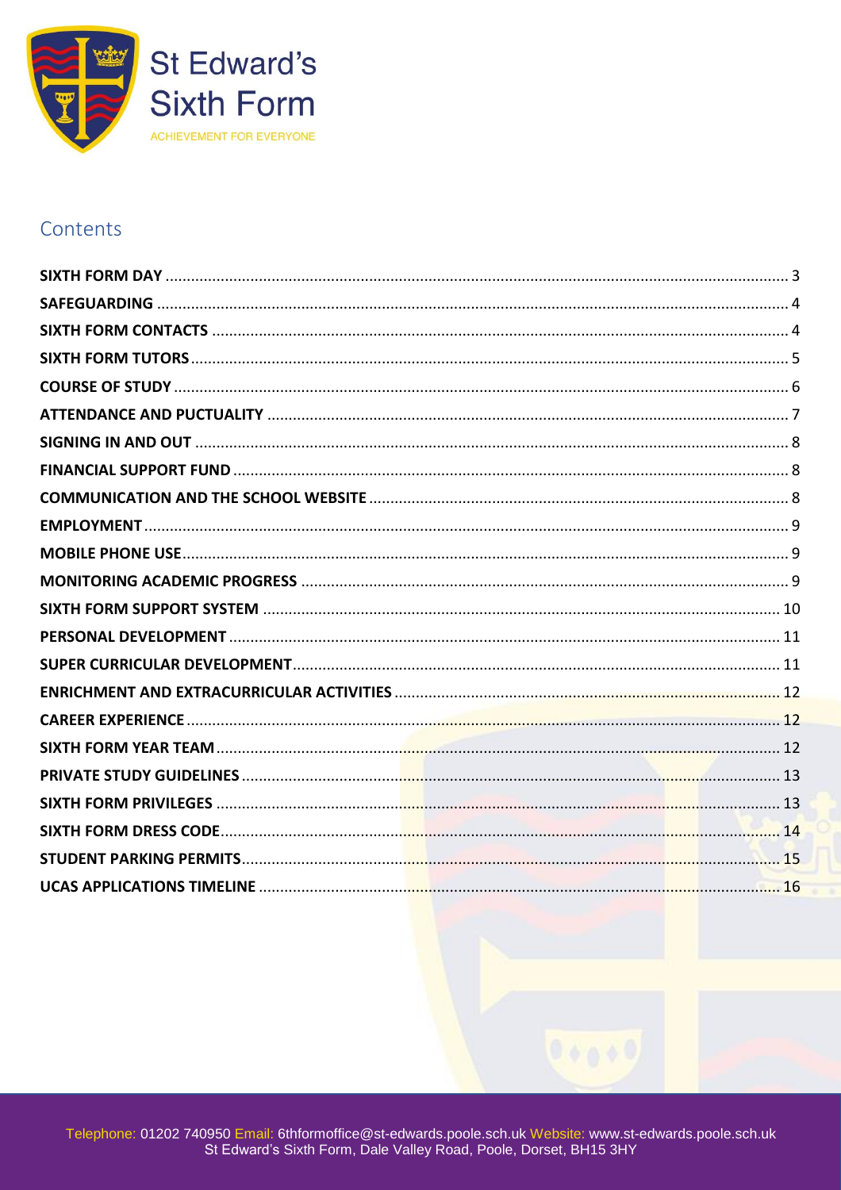St Edward's Sixth Form

ACHIEVEMENT FOR EVERYONE

## Contents

**SIXTH FORM DAY** ........ 3
**SAFEGUARDING** ........ 4
**SIXTH FORM CONTACTS** ........ 4
**SIXTH FORM TUTORS** ........ 5
**COURSE OF STUDY** ........ 6
**ATTENDANCE AND PUCTUALITY** ........ 7
**SIGNING IN AND OUT** ........ 8
**FINANCIAL SUPPORT FUND** ........ 8
**COMMUNICATION AND THE SCHOOL WEBSITE** ........ 8
**EMPLOYMENT** ........ 9
**MOBILE PHONE USE** ........ 9
**MONITORING ACADEMIC PROGRESS** ........ 9
**SIXTH FORM SUPPORT SYSTEM** ........ 10
**PERSONAL DEVELOPMENT** ........ 11
**SUPER CURRICULAR DEVELOPMENT** ........ 11
**ENRICHMENT AND EXTRACURRICULAR ACTIVITIES** ........ 12
**CAREER EXPERIENCE** ........ 12
**SIXTH FORM YEAR TEAM** ........ 12
**PRIVATE STUDY GUIDELINES** ........ 13
**SIXTH FORM PRIVILEGES** ........ 13
**SIXTH FORM DRESS CODE** ........ 14
**STUDENT PARKING PERMITS** ........ 15
**UCAS APPLICATIONS TIMELINE** ........ 16

Telephone: 01202 740950 Email: 6thformoffice@st-edwards.poole.sch.uk Website: www.st-edwards.poole.sch.uk
St Edward's Sixth Form, Dale Valley Road, Poole, Dorset, BH15 3HY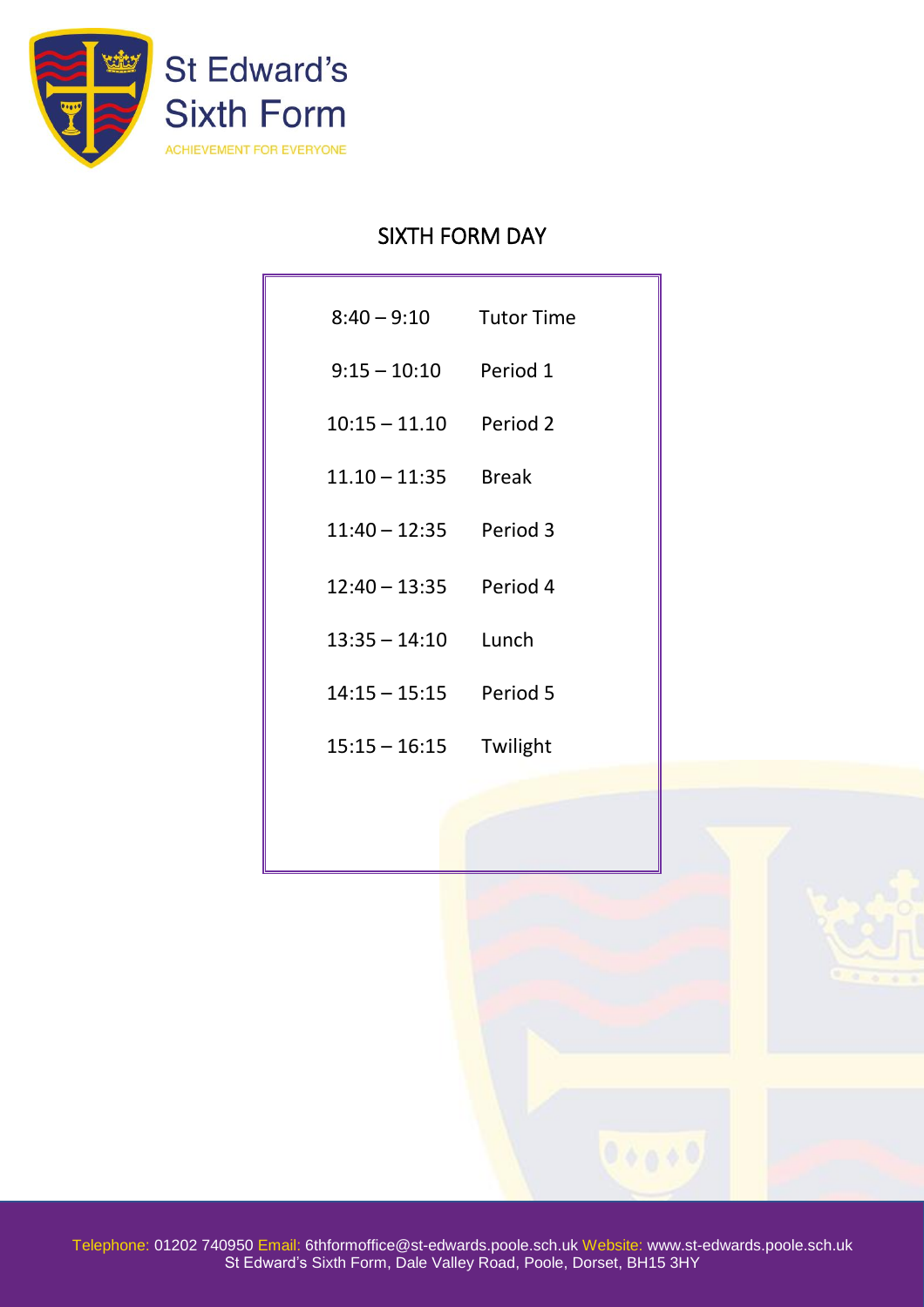St Edward's Sixth Form

ACHIEVEMENT FOR EVERYONE

# SIXTH FORM DAY

| | |
|---|---|
| 8:40 – 9:10 | Tutor Time |
| 9:15 – 10:10 | Period 1 |
| 10:15 – 11.10 | Period 2 |
| 11.10 – 11:35 | Break |
| 11:40 – 12:35 | Period 3 |
| 12:40 – 13:35 | Period 4 |
| 13:35 – 14:10 | Lunch |
| 14:15 – 15:15 | Period 5 |
| 15:15 – 16:15 | Twilight |

Telephone: 01202 740950 Email: 6thformoffice@st-edwards.poole.sch.uk Website: www.st-edwards.poole.sch.uk
St Edward's Sixth Form, Dale Valley Road, Poole, Dorset, BH15 3HY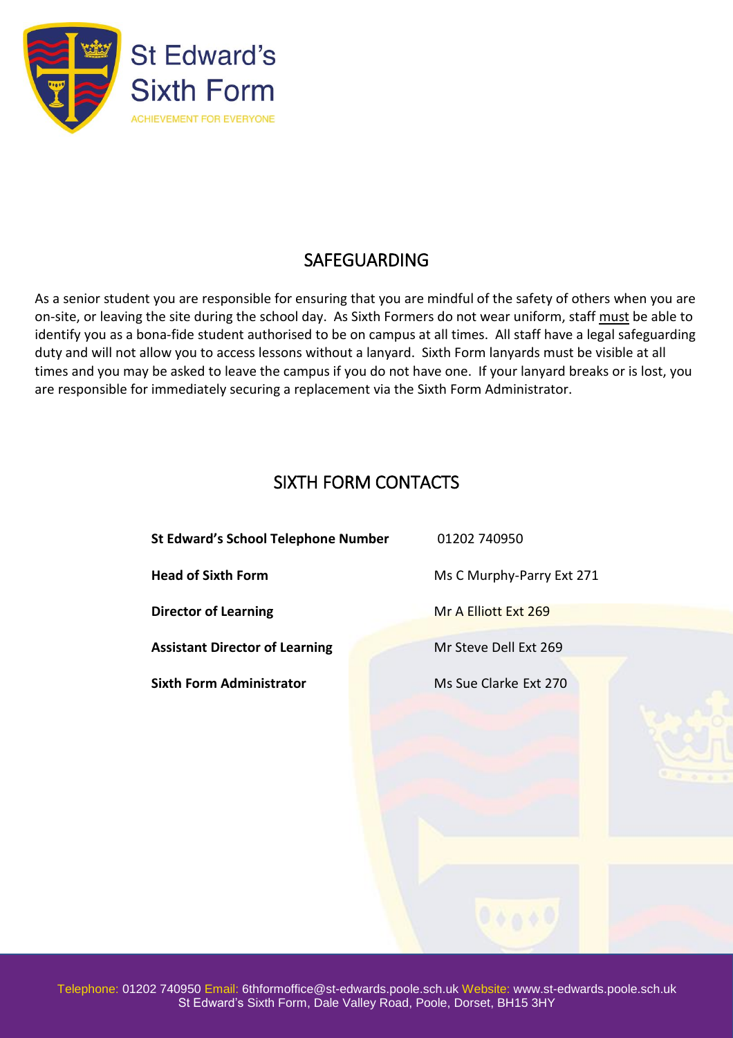## SAFEGUARDING

As a senior student you are responsible for ensuring that you are mindful of the safety of others when you are on-site, or leaving the site during the school day. As Sixth Formers do not wear uniform, staff must be able to identify you as a bona-fide student authorised to be on campus at all times. All staff have a legal safeguarding duty and will not allow you to access lessons without a lanyard. Sixth Form lanyards must be visible at all times and you may be asked to leave the campus if you do not have one. If your lanyard breaks or is lost, you are responsible for immediately securing a replacement via the Sixth Form Administrator.

## SIXTH FORM CONTACTS

| | |
|---|---|
| **St Edward's School Telephone Number** | 01202 740950 |
| **Head of Sixth Form** | Ms C Murphy-Parry Ext 271 |
| **Director of Learning** | Mr A Elliott Ext 269 |
| **Assistant Director of Learning** | Mr Steve Dell Ext 269 |
| **Sixth Form Administrator** | Ms Sue Clarke Ext 270 |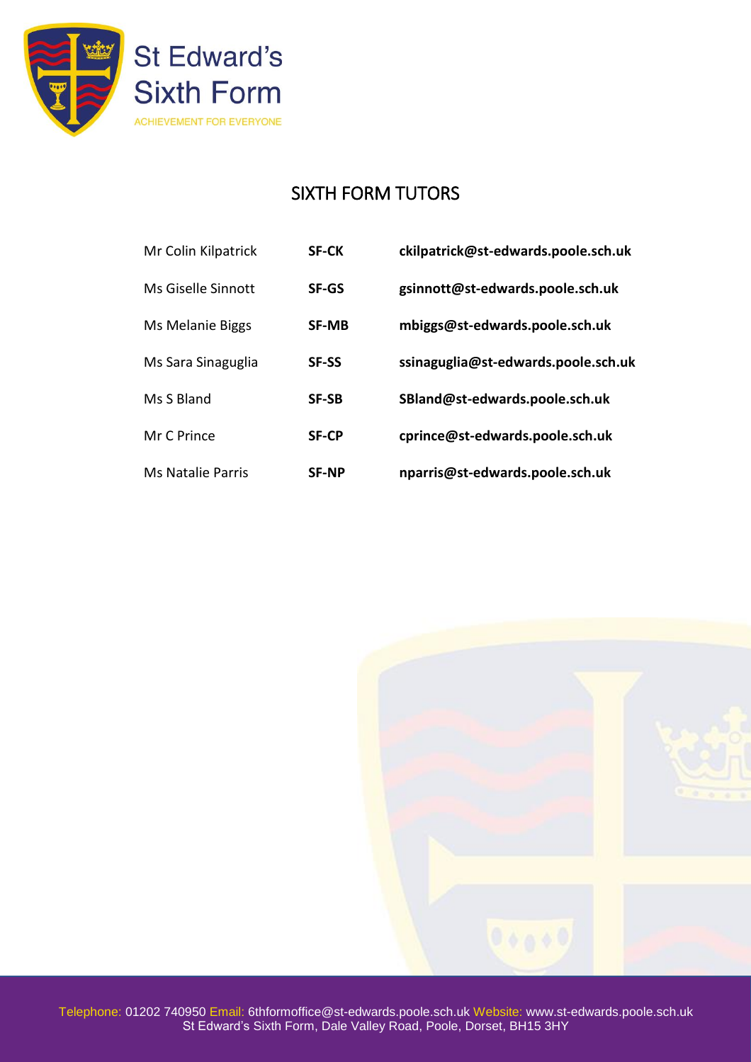St Edward's Sixth Form

ACHIEVEMENT FOR EVERYONE

# SIXTH FORM TUTORS

| | | |
|---|---|---|
| Mr Colin Kilpatrick | **SF-CK** | **ckilpatrick@st-edwards.poole.sch.uk** |
| Ms Giselle Sinnott | **SF-GS** | **gsinnott@st-edwards.poole.sch.uk** |
| Ms Melanie Biggs | **SF-MB** | **mbiggs@st-edwards.poole.sch.uk** |
| Ms Sara Sinaguglia | **SF-SS** | **ssinaguglia@st-edwards.poole.sch.uk** |
| Ms S Bland | **SF-SB** | **SBland@st-edwards.poole.sch.uk** |
| Mr C Prince | **SF-CP** | **cprince@st-edwards.poole.sch.uk** |
| Ms Natalie Parris | **SF-NP** | **nparris@st-edwards.poole.sch.uk** |

Telephone: 01202 740950 Email: 6thformoffice@st-edwards.poole.sch.uk Website: www.st-edwards.poole.sch.uk
St Edward's Sixth Form, Dale Valley Road, Poole, Dorset, BH15 3HY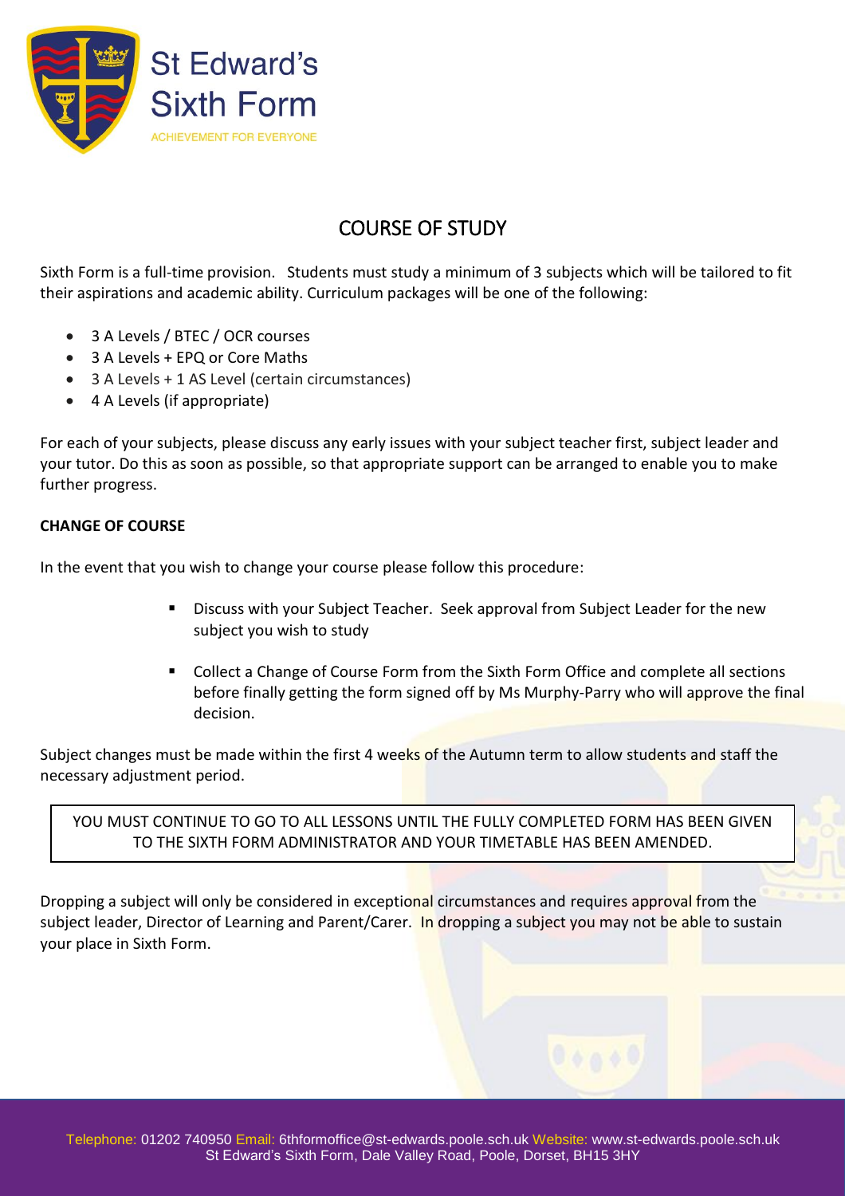# COURSE OF STUDY

Sixth Form is a full-time provision. Students must study a minimum of 3 subjects which will be tailored to fit their aspirations and academic ability. Curriculum packages will be one of the following:

- 3 A Levels / BTEC / OCR courses
- 3 A Levels + EPQ or Core Maths
- 3 A Levels + 1 AS Level (certain circumstances)
- 4 A Levels (if appropriate)

For each of your subjects, please discuss any early issues with your subject teacher first, subject leader and your tutor. Do this as soon as possible, so that appropriate support can be arranged to enable you to make further progress.

**CHANGE OF COURSE**

In the event that you wish to change your course please follow this procedure:

- Discuss with your Subject Teacher. Seek approval from Subject Leader for the new subject you wish to study
- Collect a Change of Course Form from the Sixth Form Office and complete all sections before finally getting the form signed off by Ms Murphy-Parry who will approve the final decision.

Subject changes must be made within the first 4 weeks of the Autumn term to allow students and staff the necessary adjustment period.

YOU MUST CONTINUE TO GO TO ALL LESSONS UNTIL THE FULLY COMPLETED FORM HAS BEEN GIVEN TO THE SIXTH FORM ADMINISTRATOR AND YOUR TIMETABLE HAS BEEN AMENDED.

Dropping a subject will only be considered in exceptional circumstances and requires approval from the subject leader, Director of Learning and Parent/Carer. In dropping a subject you may not be able to sustain your place in Sixth Form.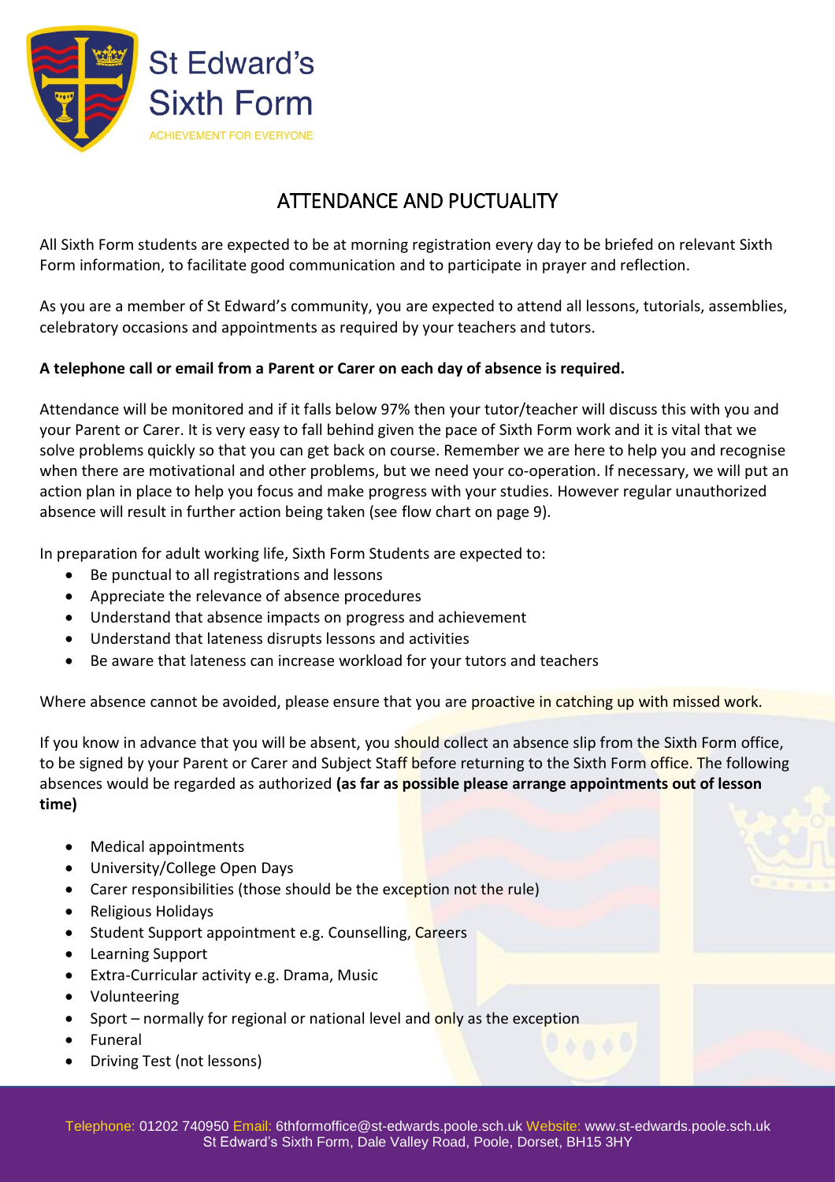# ATTENDANCE AND PUCTUALITY

All Sixth Form students are expected to be at morning registration every day to be briefed on relevant Sixth Form information, to facilitate good communication and to participate in prayer and reflection.

As you are a member of St Edward's community, you are expected to attend all lessons, tutorials, assemblies, celebratory occasions and appointments as required by your teachers and tutors.

**A telephone call or email from a Parent or Carer on each day of absence is required.**

Attendance will be monitored and if it falls below 97% then your tutor/teacher will discuss this with you and your Parent or Carer. It is very easy to fall behind given the pace of Sixth Form work and it is vital that we solve problems quickly so that you can get back on course. Remember we are here to help you and recognise when there are motivational and other problems, but we need your co-operation. If necessary, we will put an action plan in place to help you focus and make progress with your studies. However regular unauthorized absence will result in further action being taken (see flow chart on page 9).

In preparation for adult working life, Sixth Form Students are expected to:

- Be punctual to all registrations and lessons
- Appreciate the relevance of absence procedures
- Understand that absence impacts on progress and achievement
- Understand that lateness disrupts lessons and activities
- Be aware that lateness can increase workload for your tutors and teachers

Where absence cannot be avoided, please ensure that you are proactive in catching up with missed work.

If you know in advance that you will be absent, you should collect an absence slip from the Sixth Form office, to be signed by your Parent or Carer and Subject Staff before returning to the Sixth Form office. The following absences would be regarded as authorized **(as far as possible please arrange appointments out of lesson time)**

- Medical appointments
- University/College Open Days
- Carer responsibilities (those should be the exception not the rule)
- Religious Holidays
- Student Support appointment e.g. Counselling, Careers
- Learning Support
- Extra-Curricular activity e.g. Drama, Music
- Volunteering
- Sport – normally for regional or national level and only as the exception
- Funeral
- Driving Test (not lessons)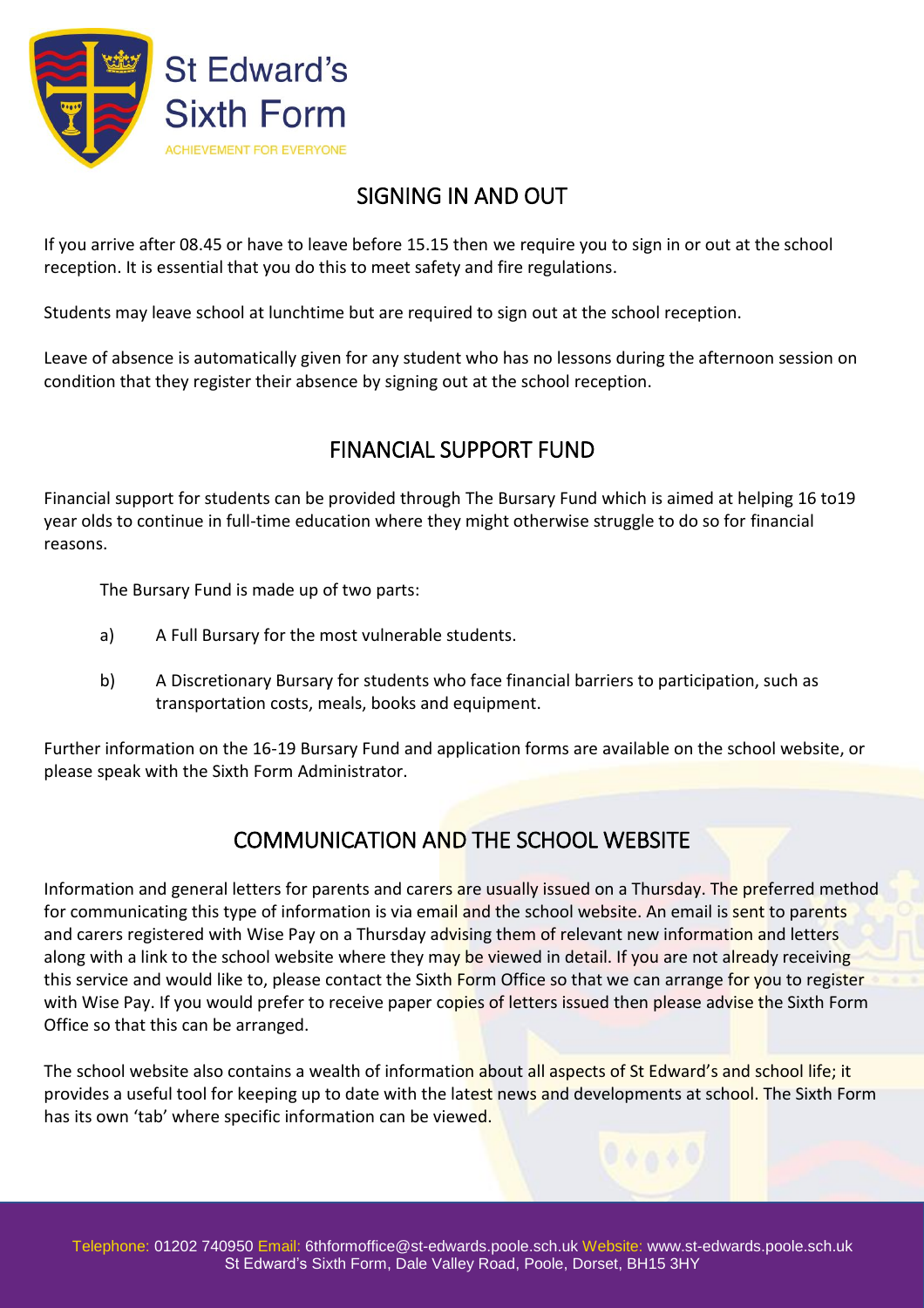## SIGNING IN AND OUT

If you arrive after 08.45 or have to leave before 15.15 then we require you to sign in or out at the school reception. It is essential that you do this to meet safety and fire regulations.

Students may leave school at lunchtime but are required to sign out at the school reception.

Leave of absence is automatically given for any student who has no lessons during the afternoon session on condition that they register their absence by signing out at the school reception.

## FINANCIAL SUPPORT FUND

Financial support for students can be provided through The Bursary Fund which is aimed at helping 16 to19 year olds to continue in full-time education where they might otherwise struggle to do so for financial reasons.

The Bursary Fund is made up of two parts:

a) A Full Bursary for the most vulnerable students.

b) A Discretionary Bursary for students who face financial barriers to participation, such as transportation costs, meals, books and equipment.

Further information on the 16-19 Bursary Fund and application forms are available on the school website, or please speak with the Sixth Form Administrator.

## COMMUNICATION AND THE SCHOOL WEBSITE

Information and general letters for parents and carers are usually issued on a Thursday. The preferred method for communicating this type of information is via email and the school website. An email is sent to parents and carers registered with Wise Pay on a Thursday advising them of relevant new information and letters along with a link to the school website where they may be viewed in detail. If you are not already receiving this service and would like to, please contact the Sixth Form Office so that we can arrange for you to register with Wise Pay. If you would prefer to receive paper copies of letters issued then please advise the Sixth Form Office so that this can be arranged.

The school website also contains a wealth of information about all aspects of St Edward's and school life; it provides a useful tool for keeping up to date with the latest news and developments at school. The Sixth Form has its own 'tab' where specific information can be viewed.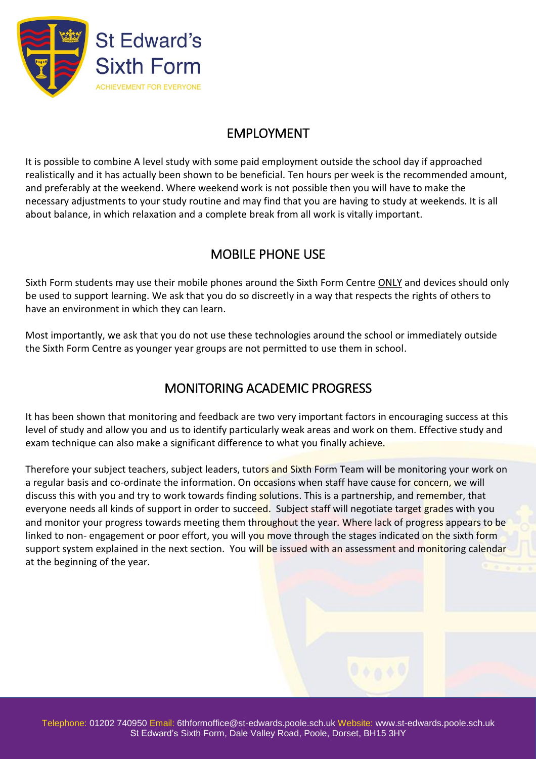## EMPLOYMENT

It is possible to combine A level study with some paid employment outside the school day if approached realistically and it has actually been shown to be beneficial. Ten hours per week is the recommended amount, and preferably at the weekend. Where weekend work is not possible then you will have to make the necessary adjustments to your study routine and may find that you are having to study at weekends. It is all about balance, in which relaxation and a complete break from all work is vitally important.

## MOBILE PHONE USE

Sixth Form students may use their mobile phones around the Sixth Form Centre ONLY and devices should only be used to support learning. We ask that you do so discreetly in a way that respects the rights of others to have an environment in which they can learn.

Most importantly, we ask that you do not use these technologies around the school or immediately outside the Sixth Form Centre as younger year groups are not permitted to use them in school.

## MONITORING ACADEMIC PROGRESS

It has been shown that monitoring and feedback are two very important factors in encouraging success at this level of study and allow you and us to identify particularly weak areas and work on them. Effective study and exam technique can also make a significant difference to what you finally achieve.

Therefore your subject teachers, subject leaders, tutors and Sixth Form Team will be monitoring your work on a regular basis and co-ordinate the information. On occasions when staff have cause for concern, we will discuss this with you and try to work towards finding solutions. This is a partnership, and remember, that everyone needs all kinds of support in order to succeed. Subject staff will negotiate target grades with you and monitor your progress towards meeting them throughout the year. Where lack of progress appears to be linked to non- engagement or poor effort, you will you move through the stages indicated on the sixth form support system explained in the next section. You will be issued with an assessment and monitoring calendar at the beginning of the year.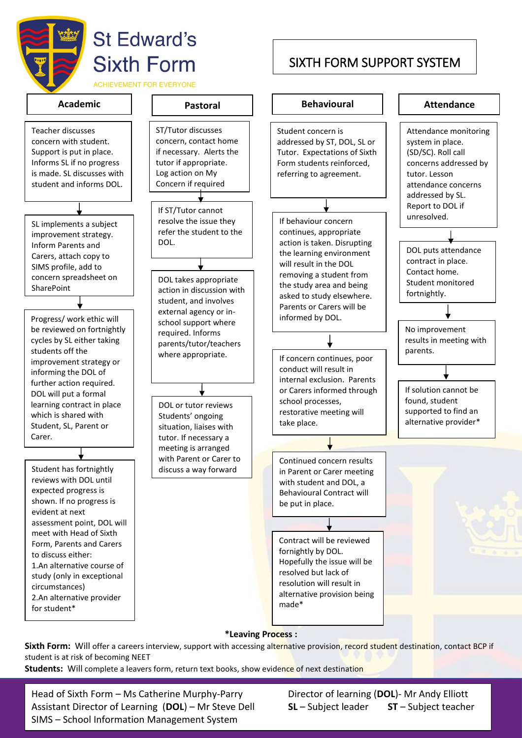# St Edward's Sixth Form

ACHIEVEMENT FOR EVERYONE

## SIXTH FORM SUPPORT SYSTEM

### Academic

Teacher discusses concern with student. Support is put in place. Informs SL if no progress is made. SL discusses with student and informs DOL.

↓

SL implements a subject improvement strategy. Inform Parents and Carers, attach copy to SIMS profile, add to concern spreadsheet on SharePoint

↓

Progress/ work ethic will be reviewed on fortnightly cycles by SL either taking students off the improvement strategy or informing the DOL of further action required. DOL will put a formal learning contract in place which is shared with Student, SL, Parent or Carer.

↓

Student has fortnightly reviews with DOL until expected progress is shown. If no progress is evident at next assessment point, DOL will meet with Head of Sixth Form, Parents and Carers to discuss either:
1.An alternative course of study (only in exceptional circumstances)
2.An alternative provider for student*

### Pastoral

ST/Tutor discusses concern, contact home if necessary. Alerts the tutor if appropriate. Log action on My Concern if required

↓

If ST/Tutor cannot resolve the issue they refer the student to the DOL.

↓

DOL takes appropriate action in discussion with student, and involves external agency or in-school support where required. Informs parents/tutor/teachers where appropriate.

↓

DOL or tutor reviews Students' ongoing situation, liaises with tutor. If necessary a meeting is arranged with Parent or Carer to discuss a way forward

### Behavioural

Student concern is addressed by ST, DOL, SL or Tutor. Expectations of Sixth Form students reinforced, referring to agreement.

↓

If behaviour concern continues, appropriate action is taken. Disrupting the learning environment will result in the DOL removing a student from the study area and being asked to study elsewhere. Parents or Carers will be informed by DOL.

↓

If concern continues, poor conduct will result in internal exclusion. Parents or Carers informed through school processes, restorative meeting will take place.

↓

Continued concern results in Parent or Carer meeting with student and DOL, a Behavioural Contract will be put in place.

↓

Contract will be reviewed fornightly by DOL. Hopefully the issue will be resolved but lack of resolution will result in alternative provision being made*

### Attendance

Attendance monitoring system in place. (SD/SC). Roll call concerns addressed by tutor. Lesson attendance concerns addressed by SL. Report to DOL if unresolved.

↓

DOL puts attendance contract in place. Contact home. Student monitored fortnightly.

↓

No improvement results in meeting with parents.

↓

If solution cannot be found, student supported to find an alternative provider*

**\*Leaving Process :**

**Sixth Form:** Will offer a careers interview, support with accessing alternative provision, record student destination, contact BCP if student is at risk of becoming NEET

**Students:** Will complete a leavers form, return text books, show evidence of next destination

Head of Sixth Form – Ms Catherine Murphy-Parry
Assistant Director of Learning (**DOL**) – Mr Steve Dell
SIMS – School Information Management System
Director of learning (**DOL**)- Mr Andy Elliott
**SL** – Subject leader **ST** – Subject teacher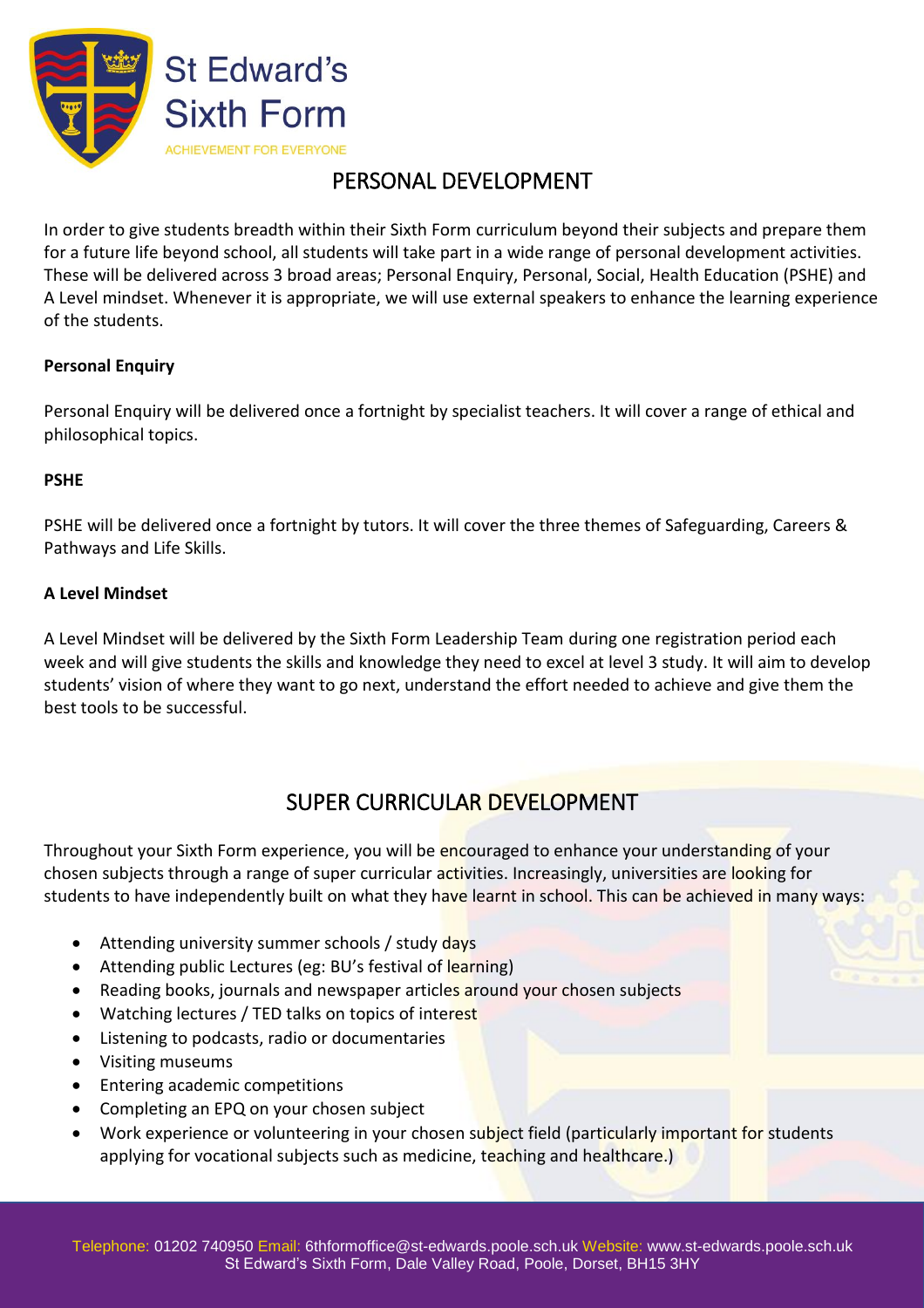St Edward's Sixth Form

ACHIEVEMENT FOR EVERYONE

# PERSONAL DEVELOPMENT

In order to give students breadth within their Sixth Form curriculum beyond their subjects and prepare them for a future life beyond school, all students will take part in a wide range of personal development activities. These will be delivered across 3 broad areas; Personal Enquiry, Personal, Social, Health Education (PSHE) and A Level mindset. Whenever it is appropriate, we will use external speakers to enhance the learning experience of the students.

**Personal Enquiry**

Personal Enquiry will be delivered once a fortnight by specialist teachers. It will cover a range of ethical and philosophical topics.

**PSHE**

PSHE will be delivered once a fortnight by tutors. It will cover the three themes of Safeguarding, Careers & Pathways and Life Skills.

**A Level Mindset**

A Level Mindset will be delivered by the Sixth Form Leadership Team during one registration period each week and will give students the skills and knowledge they need to excel at level 3 study. It will aim to develop students' vision of where they want to go next, understand the effort needed to achieve and give them the best tools to be successful.

# SUPER CURRICULAR DEVELOPMENT

Throughout your Sixth Form experience, you will be encouraged to enhance your understanding of your chosen subjects through a range of super curricular activities. Increasingly, universities are looking for students to have independently built on what they have learnt in school. This can be achieved in many ways:

- Attending university summer schools / study days
- Attending public Lectures (eg: BU's festival of learning)
- Reading books, journals and newspaper articles around your chosen subjects
- Watching lectures / TED talks on topics of interest
- Listening to podcasts, radio or documentaries
- Visiting museums
- Entering academic competitions
- Completing an EPQ on your chosen subject
- Work experience or volunteering in your chosen subject field (particularly important for students applying for vocational subjects such as medicine, teaching and healthcare.)

Telephone: 01202 740950 Email: 6thformoffice@st-edwards.poole.sch.uk Website: www.st-edwards.poole.sch.uk
St Edward's Sixth Form, Dale Valley Road, Poole, Dorset, BH15 3HY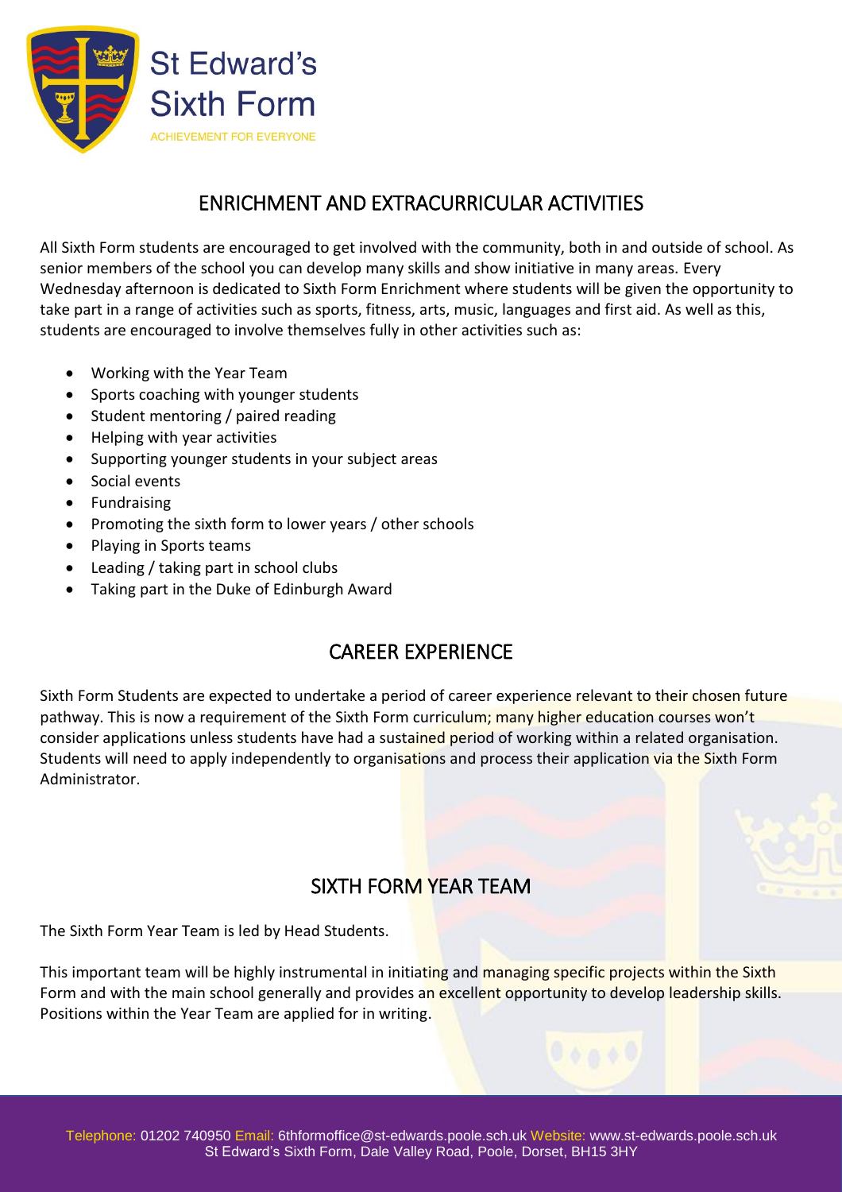## ENRICHMENT AND EXTRACURRICULAR ACTIVITIES

All Sixth Form students are encouraged to get involved with the community, both in and outside of school. As senior members of the school you can develop many skills and show initiative in many areas. Every Wednesday afternoon is dedicated to Sixth Form Enrichment where students will be given the opportunity to take part in a range of activities such as sports, fitness, arts, music, languages and first aid. As well as this, students are encouraged to involve themselves fully in other activities such as:

- Working with the Year Team
- Sports coaching with younger students
- Student mentoring / paired reading
- Helping with year activities
- Supporting younger students in your subject areas
- Social events
- Fundraising
- Promoting the sixth form to lower years / other schools
- Playing in Sports teams
- Leading / taking part in school clubs
- Taking part in the Duke of Edinburgh Award

## CAREER EXPERIENCE

Sixth Form Students are expected to undertake a period of career experience relevant to their chosen future pathway. This is now a requirement of the Sixth Form curriculum; many higher education courses won't consider applications unless students have had a sustained period of working within a related organisation. Students will need to apply independently to organisations and process their application via the Sixth Form Administrator.

## SIXTH FORM YEAR TEAM

The Sixth Form Year Team is led by Head Students.

This important team will be highly instrumental in initiating and managing specific projects within the Sixth Form and with the main school generally and provides an excellent opportunity to develop leadership skills. Positions within the Year Team are applied for in writing.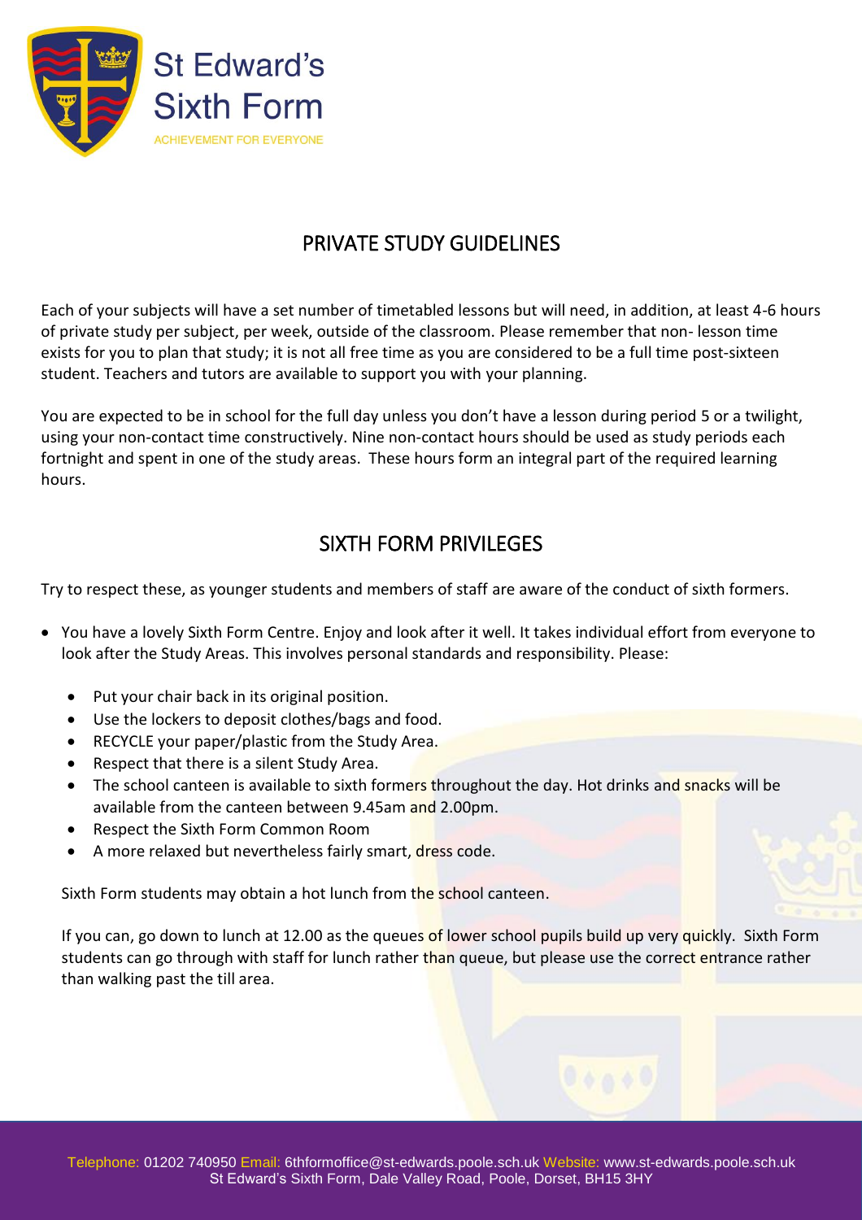## PRIVATE STUDY GUIDELINES

Each of your subjects will have a set number of timetabled lessons but will need, in addition, at least 4-6 hours of private study per subject, per week, outside of the classroom. Please remember that non- lesson time exists for you to plan that study; it is not all free time as you are considered to be a full time post-sixteen student. Teachers and tutors are available to support you with your planning.

You are expected to be in school for the full day unless you don't have a lesson during period 5 or a twilight, using your non-contact time constructively. Nine non-contact hours should be used as study periods each fortnight and spent in one of the study areas. These hours form an integral part of the required learning hours.

## SIXTH FORM PRIVILEGES

Try to respect these, as younger students and members of staff are aware of the conduct of sixth formers.

- You have a lovely Sixth Form Centre. Enjoy and look after it well. It takes individual effort from everyone to look after the Study Areas. This involves personal standards and responsibility. Please:
  - Put your chair back in its original position.
  - Use the lockers to deposit clothes/bags and food.
  - RECYCLE your paper/plastic from the Study Area.
  - Respect that there is a silent Study Area.
  - The school canteen is available to sixth formers throughout the day. Hot drinks and snacks will be available from the canteen between 9.45am and 2.00pm.
  - Respect the Sixth Form Common Room
  - A more relaxed but nevertheless fairly smart, dress code.

  Sixth Form students may obtain a hot lunch from the school canteen.

  If you can, go down to lunch at 12.00 as the queues of lower school pupils build up very quickly. Sixth Form students can go through with staff for lunch rather than queue, but please use the correct entrance rather than walking past the till area.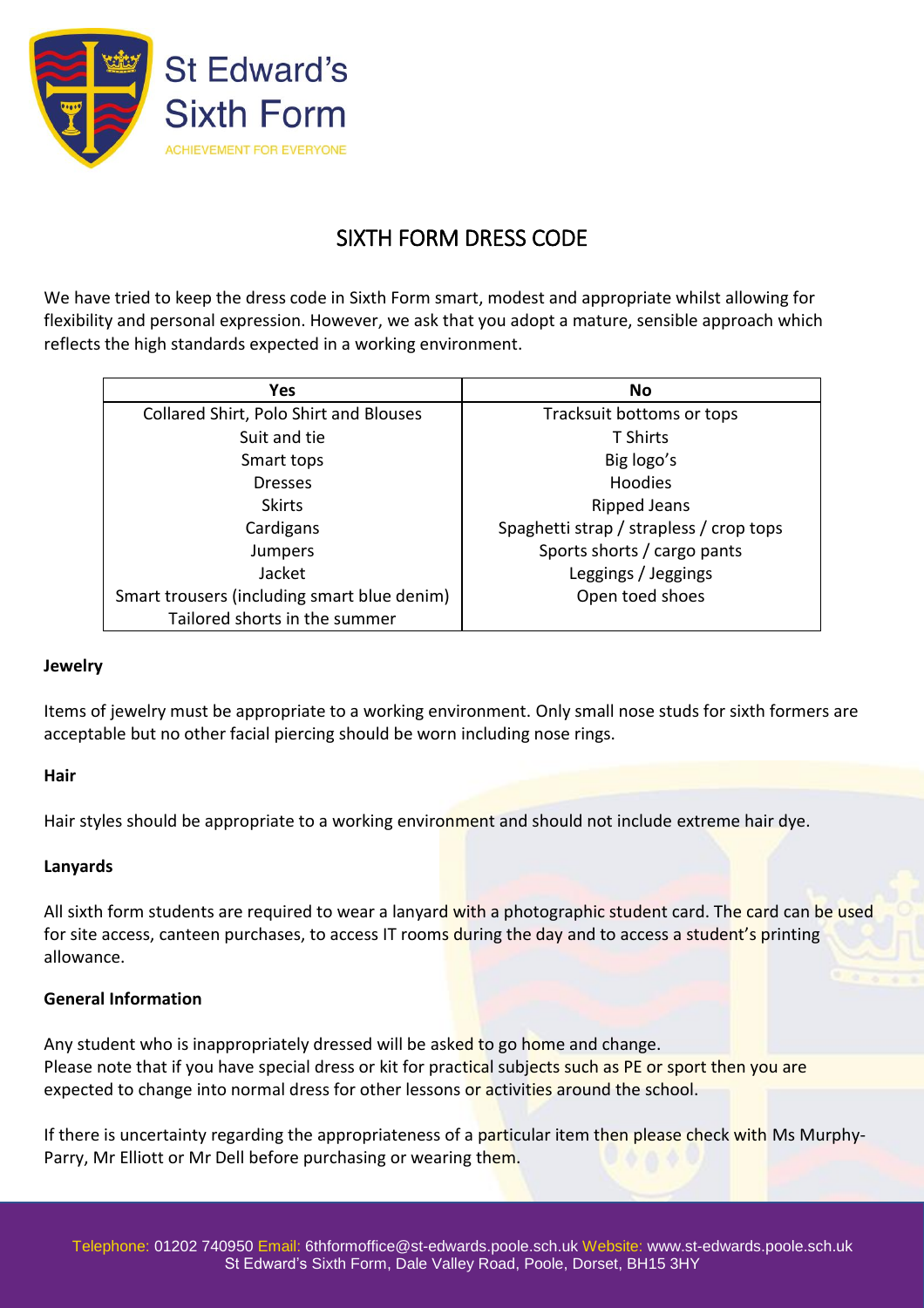St Edward's Sixth Form
ACHIEVEMENT FOR EVERYONE

# SIXTH FORM DRESS CODE

We have tried to keep the dress code in Sixth Form smart, modest and appropriate whilst allowing for flexibility and personal expression. However, we ask that you adopt a mature, sensible approach which reflects the high standards expected in a working environment.

| Yes | No |
|---|---|
| Collared Shirt, Polo Shirt and Blouses | Tracksuit bottoms or tops |
| Suit and tie | T Shirts |
| Smart tops | Big logo's |
| Dresses | Hoodies |
| Skirts | Ripped Jeans |
| Cardigans | Spaghetti strap / strapless / crop tops |
| Jumpers | Sports shorts / cargo pants |
| Jacket | Leggings / Jeggings |
| Smart trousers (including smart blue denim) | Open toed shoes |
| Tailored shorts in the summer | |

**Jewelry**

Items of jewelry must be appropriate to a working environment. Only small nose studs for sixth formers are acceptable but no other facial piercing should be worn including nose rings.

**Hair**

Hair styles should be appropriate to a working environment and should not include extreme hair dye.

**Lanyards**

All sixth form students are required to wear a lanyard with a photographic student card. The card can be used for site access, canteen purchases, to access IT rooms during the day and to access a student's printing allowance.

**General Information**

Any student who is inappropriately dressed will be asked to go home and change.
Please note that if you have special dress or kit for practical subjects such as PE or sport then you are expected to change into normal dress for other lessons or activities around the school.

If there is uncertainty regarding the appropriateness of a particular item then please check with Ms Murphy-Parry, Mr Elliott or Mr Dell before purchasing or wearing them.

Telephone: 01202 740950 Email: 6thformoffice@st-edwards.poole.sch.uk Website: www.st-edwards.poole.sch.uk
St Edward's Sixth Form, Dale Valley Road, Poole, Dorset, BH15 3HY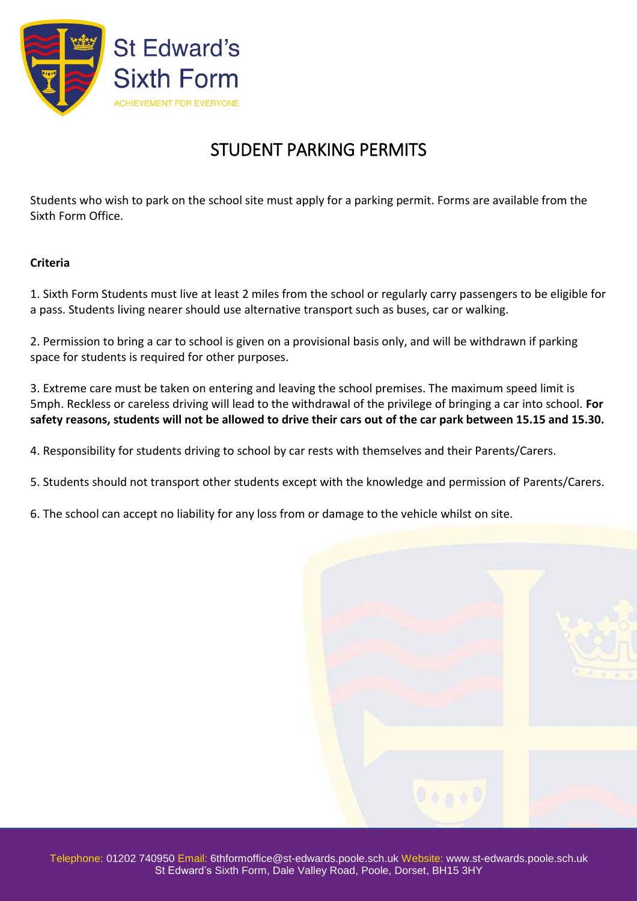# STUDENT PARKING PERMITS

Students who wish to park on the school site must apply for a parking permit. Forms are available from the Sixth Form Office.

**Criteria**

1. Sixth Form Students must live at least 2 miles from the school or regularly carry passengers to be eligible for a pass. Students living nearer should use alternative transport such as buses, car or walking.

2. Permission to bring a car to school is given on a provisional basis only, and will be withdrawn if parking space for students is required for other purposes.

3. Extreme care must be taken on entering and leaving the school premises. The maximum speed limit is 5mph. Reckless or careless driving will lead to the withdrawal of the privilege of bringing a car into school. **For safety reasons, students will not be allowed to drive their cars out of the car park between 15.15 and 15.30.**

4. Responsibility for students driving to school by car rests with themselves and their Parents/Carers.

5. Students should not transport other students except with the knowledge and permission of Parents/Carers.

6. The school can accept no liability for any loss from or damage to the vehicle whilst on site.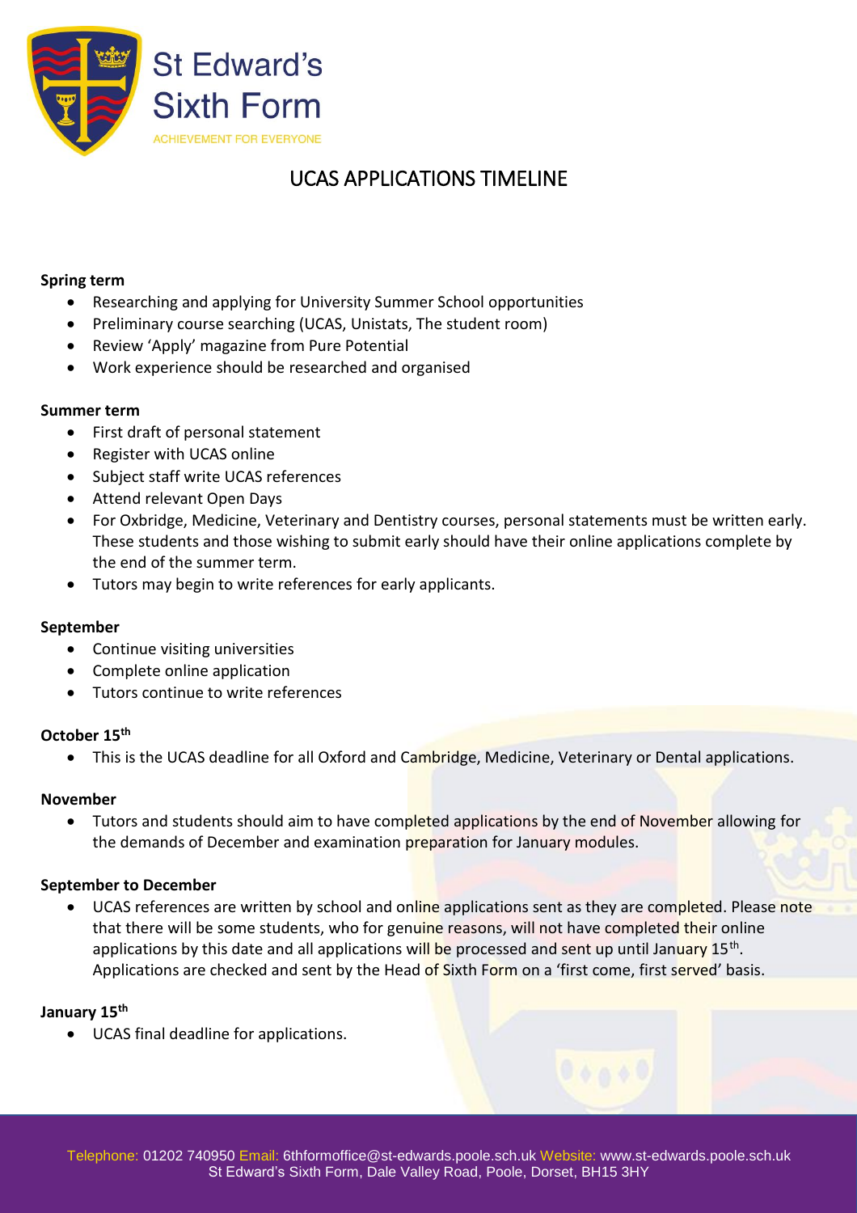St Edward's Sixth Form

ACHIEVEMENT FOR EVERYONE

# UCAS APPLICATIONS TIMELINE

**Spring term**

- Researching and applying for University Summer School opportunities
- Preliminary course searching (UCAS, Unistats, The student room)
- Review 'Apply' magazine from Pure Potential
- Work experience should be researched and organised

**Summer term**

- First draft of personal statement
- Register with UCAS online
- Subject staff write UCAS references
- Attend relevant Open Days
- For Oxbridge, Medicine, Veterinary and Dentistry courses, personal statements must be written early. These students and those wishing to submit early should have their online applications complete by the end of the summer term.
- Tutors may begin to write references for early applicants.

**September**

- Continue visiting universities
- Complete online application
- Tutors continue to write references

**October 15th**

- This is the UCAS deadline for all Oxford and Cambridge, Medicine, Veterinary or Dental applications.

**November**

- Tutors and students should aim to have completed applications by the end of November allowing for the demands of December and examination preparation for January modules.

**September to December**

- UCAS references are written by school and online applications sent as they are completed. Please note that there will be some students, who for genuine reasons, will not have completed their online applications by this date and all applications will be processed and sent up until January 15th. Applications are checked and sent by the Head of Sixth Form on a 'first come, first served' basis.

**January 15th**

- UCAS final deadline for applications.

Telephone: 01202 740950 Email: 6thformoffice@st-edwards.poole.sch.uk Website: www.st-edwards.poole.sch.uk
St Edward's Sixth Form, Dale Valley Road, Poole, Dorset, BH15 3HY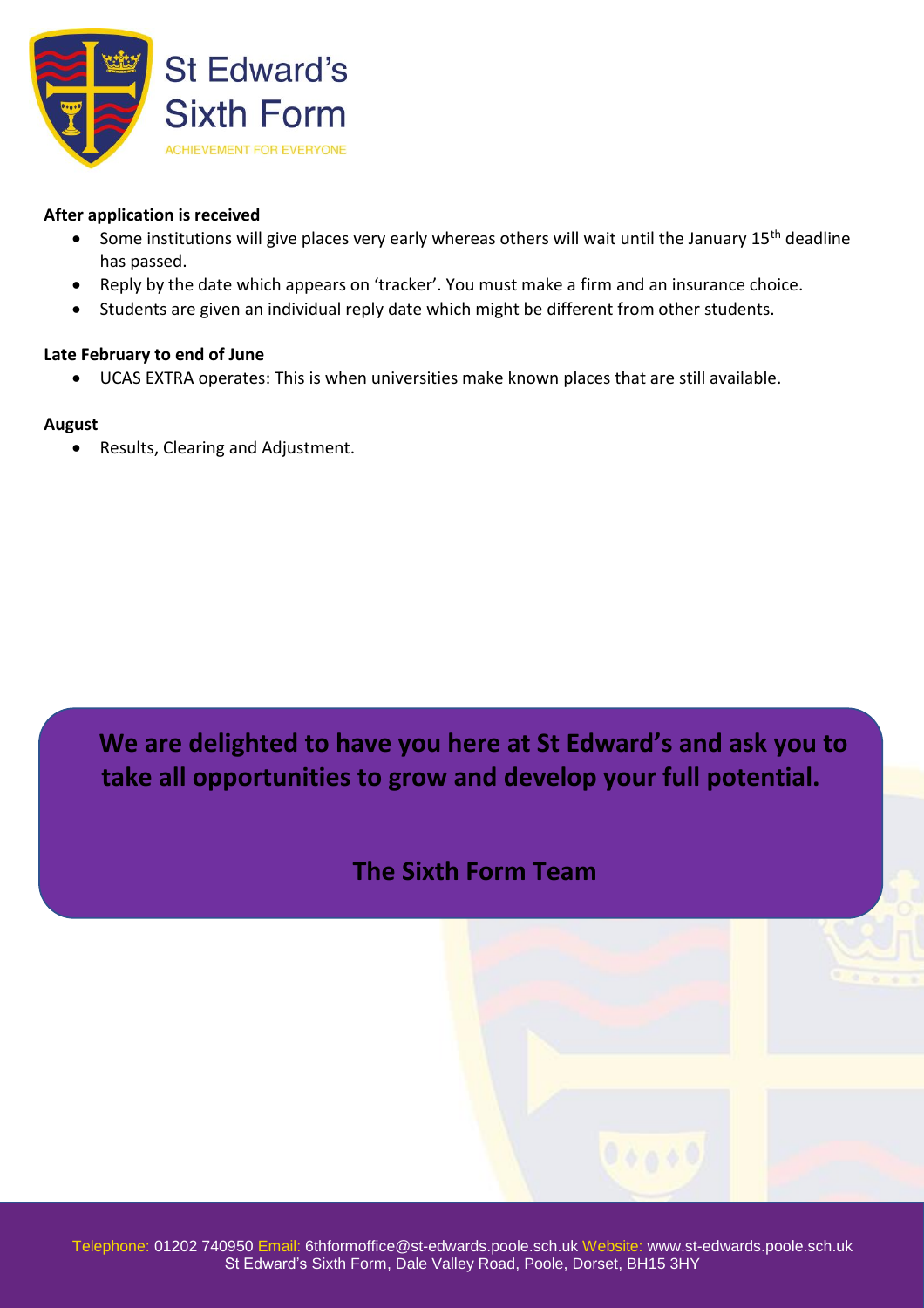**After application is received**

- Some institutions will give places very early whereas others will wait until the January 15th deadline has passed.
- Reply by the date which appears on 'tracker'. You must make a firm and an insurance choice.
- Students are given an individual reply date which might be different from other students.

**Late February to end of June**

- UCAS EXTRA operates: This is when universities make known places that are still available.

**August**

- Results, Clearing and Adjustment.

**We are delighted to have you here at St Edward's and ask you to take all opportunities to grow and develop your full potential.**

**The Sixth Form Team**